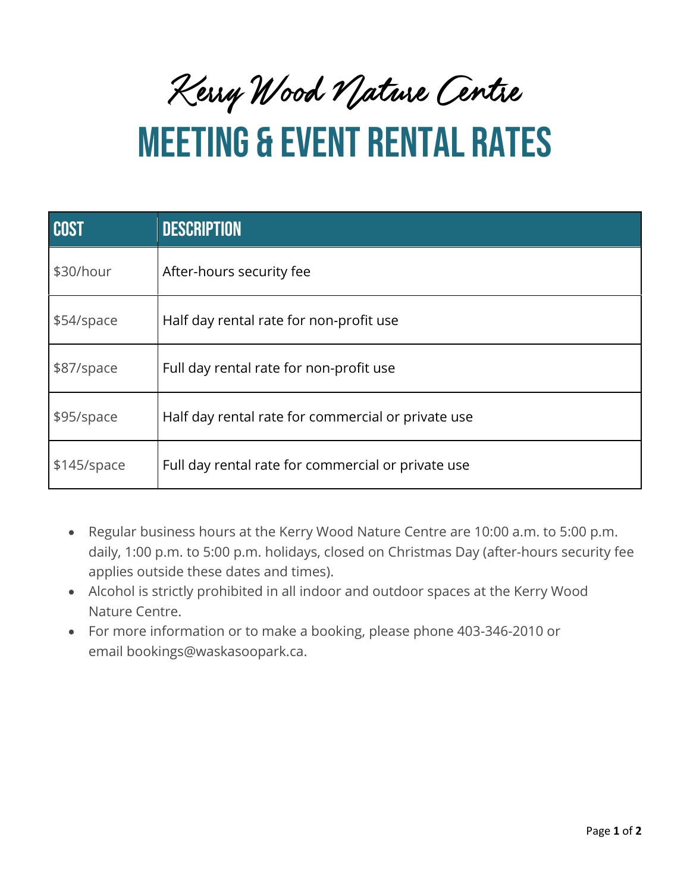# Kerry Wood Nature Centre

## MEETING & EVENT RENTAL RATES

| COST | DESCRIPTION |
|---|---|
| $30/hour | After-hours security fee |
| $54/space | Half day rental rate for non-profit use |
| $87/space | Full day rental rate for non-profit use |
| $95/space | Half day rental rate for commercial or private use |
| $145/space | Full day rental rate for commercial or private use |

- Regular business hours at the Kerry Wood Nature Centre are 10:00 a.m. to 5:00 p.m. daily, 1:00 p.m. to 5:00 p.m. holidays, closed on Christmas Day (after-hours security fee applies outside these dates and times).
- Alcohol is strictly prohibited in all indoor and outdoor spaces at the Kerry Wood Nature Centre.
- For more information or to make a booking, please phone 403-346-2010 or email bookings@waskasoopark.ca.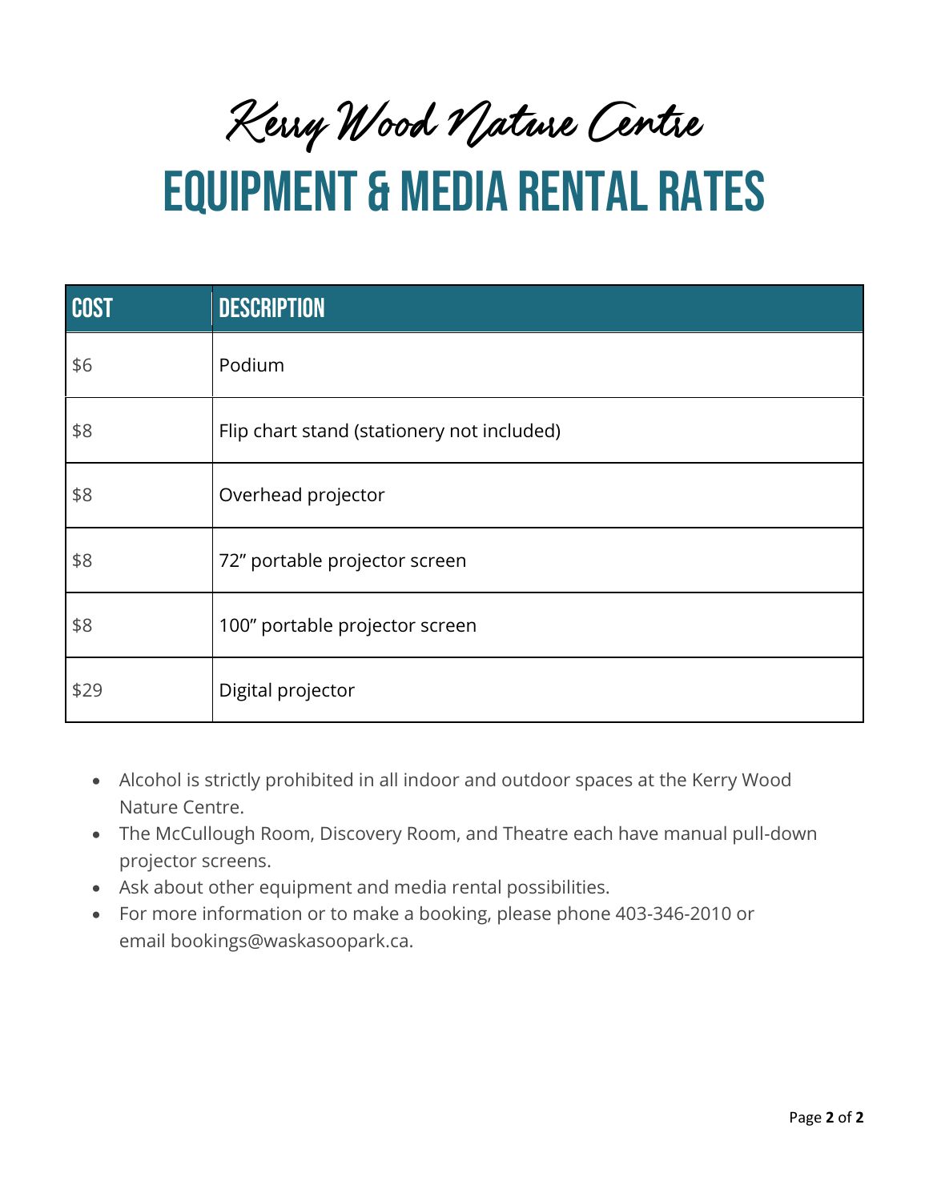# Kerry Wood Nature Centre

# EQUIPMENT & MEDIA RENTAL RATES

| COST | DESCRIPTION |
|---|---|
| $6 | Podium |
| $8 | Flip chart stand (stationery not included) |
| $8 | Overhead projector |
| $8 | 72” portable projector screen |
| $8 | 100” portable projector screen |
| $29 | Digital projector |

- Alcohol is strictly prohibited in all indoor and outdoor spaces at the Kerry Wood Nature Centre.
- The McCullough Room, Discovery Room, and Theatre each have manual pull-down projector screens.
- Ask about other equipment and media rental possibilities.
- For more information or to make a booking, please phone 403-346-2010 or email bookings@waskasoopark.ca.